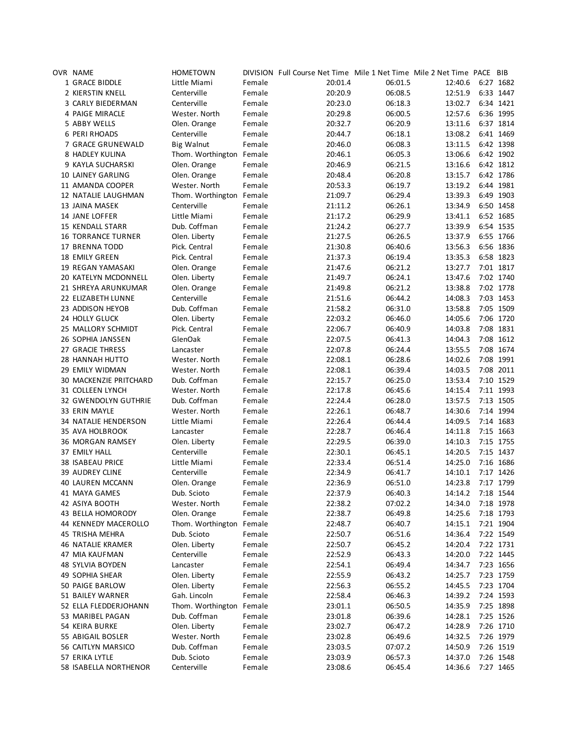| OVR | NAME | HOMETOWN | DIVISION | Full Course Net Time | Mile 1 Net Time | Mile 2 Net Time | PACE | BIB |
|---|---|---|---|---|---|---|---|---|
| 1 | GRACE BIDDLE | Little Miami | Female | 20:01.4 | 06:01.5 | 12:40.6 | 6:27 | 1682 |
| 2 | KIERSTIN KNELL | Centerville | Female | 20:20.9 | 06:08.5 | 12:51.9 | 6:33 | 1447 |
| 3 | CARLY BIEDERMAN | Centerville | Female | 20:23.0 | 06:18.3 | 13:02.7 | 6:34 | 1421 |
| 4 | PAIGE MIRACLE | Wester. North | Female | 20:29.8 | 06:00.5 | 12:57.6 | 6:36 | 1995 |
| 5 | ABBY WELLS | Olen. Orange | Female | 20:32.7 | 06:20.9 | 13:11.6 | 6:37 | 1814 |
| 6 | PERI RHOADS | Centerville | Female | 20:44.7 | 06:18.1 | 13:08.2 | 6:41 | 1469 |
| 7 | GRACE GRUNEWALD | Big Walnut | Female | 20:46.0 | 06:08.3 | 13:11.5 | 6:42 | 1398 |
| 8 | HADLEY KULINA | Thom. Worthington | Female | 20:46.1 | 06:05.3 | 13:06.6 | 6:42 | 1902 |
| 9 | KAYLA SUCHARSKI | Olen. Orange | Female | 20:46.9 | 06:21.5 | 13:16.6 | 6:42 | 1812 |
| 10 | LAINEY GARLING | Olen. Orange | Female | 20:48.4 | 06:20.8 | 13:15.7 | 6:42 | 1786 |
| 11 | AMANDA COOPER | Wester. North | Female | 20:53.3 | 06:19.7 | 13:19.2 | 6:44 | 1981 |
| 12 | NATALIE LAUGHMAN | Thom. Worthington | Female | 21:09.7 | 06:29.4 | 13:39.3 | 6:49 | 1903 |
| 13 | JAINA MASEK | Centerville | Female | 21:11.2 | 06:26.1 | 13:34.9 | 6:50 | 1458 |
| 14 | JANE LOFFER | Little Miami | Female | 21:17.2 | 06:29.9 | 13:41.1 | 6:52 | 1685 |
| 15 | KENDALL STARR | Dub. Coffman | Female | 21:24.2 | 06:27.7 | 13:39.9 | 6:54 | 1535 |
| 16 | TORRANCE TURNER | Olen. Liberty | Female | 21:27.5 | 06:26.5 | 13:37.9 | 6:55 | 1766 |
| 17 | BRENNA TODD | Pick. Central | Female | 21:30.8 | 06:40.6 | 13:56.3 | 6:56 | 1836 |
| 18 | EMILY GREEN | Pick. Central | Female | 21:37.3 | 06:19.4 | 13:35.3 | 6:58 | 1823 |
| 19 | REGAN YAMASAKI | Olen. Orange | Female | 21:47.6 | 06:21.2 | 13:27.7 | 7:01 | 1817 |
| 20 | KATELYN MCDONNELL | Olen. Liberty | Female | 21:49.7 | 06:24.1 | 13:47.6 | 7:02 | 1740 |
| 21 | SHREYA ARUNKUMAR | Olen. Orange | Female | 21:49.8 | 06:21.2 | 13:38.8 | 7:02 | 1778 |
| 22 | ELIZABETH LUNNE | Centerville | Female | 21:51.6 | 06:44.2 | 14:08.3 | 7:03 | 1453 |
| 23 | ADDISON HEYOB | Dub. Coffman | Female | 21:58.2 | 06:31.0 | 13:58.8 | 7:05 | 1509 |
| 24 | HOLLY GLUCK | Olen. Liberty | Female | 22:03.2 | 06:46.0 | 14:05.6 | 7:06 | 1720 |
| 25 | MALLORY SCHMIDT | Pick. Central | Female | 22:06.7 | 06:40.9 | 14:03.8 | 7:08 | 1831 |
| 26 | SOPHIA JANSSEN | GlenOak | Female | 22:07.5 | 06:41.3 | 14:04.3 | 7:08 | 1612 |
| 27 | GRACIE THRESS | Lancaster | Female | 22:07.8 | 06:24.4 | 13:55.5 | 7:08 | 1674 |
| 28 | HANNAH HUTTO | Wester. North | Female | 22:08.1 | 06:28.6 | 14:02.6 | 7:08 | 1991 |
| 29 | EMILY WIDMAN | Wester. North | Female | 22:08.1 | 06:39.4 | 14:03.5 | 7:08 | 2011 |
| 30 | MACKENZIE PRITCHARD | Dub. Coffman | Female | 22:15.7 | 06:25.0 | 13:53.4 | 7:10 | 1529 |
| 31 | COLLEEN LYNCH | Wester. North | Female | 22:17.8 | 06:45.6 | 14:15.4 | 7:11 | 1993 |
| 32 | GWENDOLYN GUTHRIE | Dub. Coffman | Female | 22:24.4 | 06:28.0 | 13:57.5 | 7:13 | 1505 |
| 33 | ERIN MAYLE | Wester. North | Female | 22:26.1 | 06:48.7 | 14:30.6 | 7:14 | 1994 |
| 34 | NATALIE HENDERSON | Little Miami | Female | 22:26.4 | 06:44.4 | 14:09.5 | 7:14 | 1683 |
| 35 | AVA HOLBROOK | Lancaster | Female | 22:28.7 | 06:46.4 | 14:11.8 | 7:15 | 1663 |
| 36 | MORGAN RAMSEY | Olen. Liberty | Female | 22:29.5 | 06:39.0 | 14:10.3 | 7:15 | 1755 |
| 37 | EMILY HALL | Centerville | Female | 22:30.1 | 06:45.1 | 14:20.5 | 7:15 | 1437 |
| 38 | ISABEAU PRICE | Little Miami | Female | 22:33.4 | 06:51.4 | 14:25.0 | 7:16 | 1686 |
| 39 | AUDREY CLINE | Centerville | Female | 22:34.9 | 06:41.7 | 14:10.1 | 7:17 | 1426 |
| 40 | LAUREN MCCANN | Olen. Orange | Female | 22:36.9 | 06:51.0 | 14:23.8 | 7:17 | 1799 |
| 41 | MAYA GAMES | Dub. Scioto | Female | 22:37.9 | 06:40.3 | 14:14.2 | 7:18 | 1544 |
| 42 | ASIYA BOOTH | Wester. North | Female | 22:38.2 | 07:02.2 | 14:34.0 | 7:18 | 1978 |
| 43 | BELLA HOMORODY | Olen. Orange | Female | 22:38.7 | 06:49.8 | 14:25.6 | 7:18 | 1793 |
| 44 | KENNEDY MACEROLLO | Thom. Worthington | Female | 22:48.7 | 06:40.7 | 14:15.1 | 7:21 | 1904 |
| 45 | TRISHA MEHRA | Dub. Scioto | Female | 22:50.7 | 06:51.6 | 14:36.4 | 7:22 | 1549 |
| 46 | NATALIE KRAMER | Olen. Liberty | Female | 22:50.7 | 06:45.2 | 14:20.4 | 7:22 | 1731 |
| 47 | MIA KAUFMAN | Centerville | Female | 22:52.9 | 06:43.3 | 14:20.0 | 7:22 | 1445 |
| 48 | SYLVIA BOYDEN | Lancaster | Female | 22:54.1 | 06:49.4 | 14:34.7 | 7:23 | 1656 |
| 49 | SOPHIA SHEAR | Olen. Liberty | Female | 22:55.9 | 06:43.2 | 14:25.7 | 7:23 | 1759 |
| 50 | PAIGE BARLOW | Olen. Liberty | Female | 22:56.3 | 06:55.2 | 14:45.5 | 7:23 | 1704 |
| 51 | BAILEY WARNER | Gah. Lincoln | Female | 22:58.4 | 06:46.3 | 14:39.2 | 7:24 | 1593 |
| 52 | ELLA FLEDDERJOHANN | Thom. Worthington | Female | 23:01.1 | 06:50.5 | 14:35.9 | 7:25 | 1898 |
| 53 | MARIBEL PAGAN | Dub. Coffman | Female | 23:01.8 | 06:39.6 | 14:28.1 | 7:25 | 1526 |
| 54 | KEIRA BURKE | Olen. Liberty | Female | 23:02.7 | 06:47.2 | 14:28.9 | 7:26 | 1710 |
| 55 | ABIGAIL BOSLER | Wester. North | Female | 23:02.8 | 06:49.6 | 14:32.5 | 7:26 | 1979 |
| 56 | CAITLYN MARSICO | Dub. Coffman | Female | 23:03.5 | 07:07.2 | 14:50.9 | 7:26 | 1519 |
| 57 | ERIKA LYTLE | Dub. Scioto | Female | 23:03.9 | 06:57.3 | 14:37.0 | 7:26 | 1548 |
| 58 | ISABELLA NORTHENOR | Centerville | Female | 23:08.6 | 06:45.4 | 14:36.6 | 7:27 | 1465 |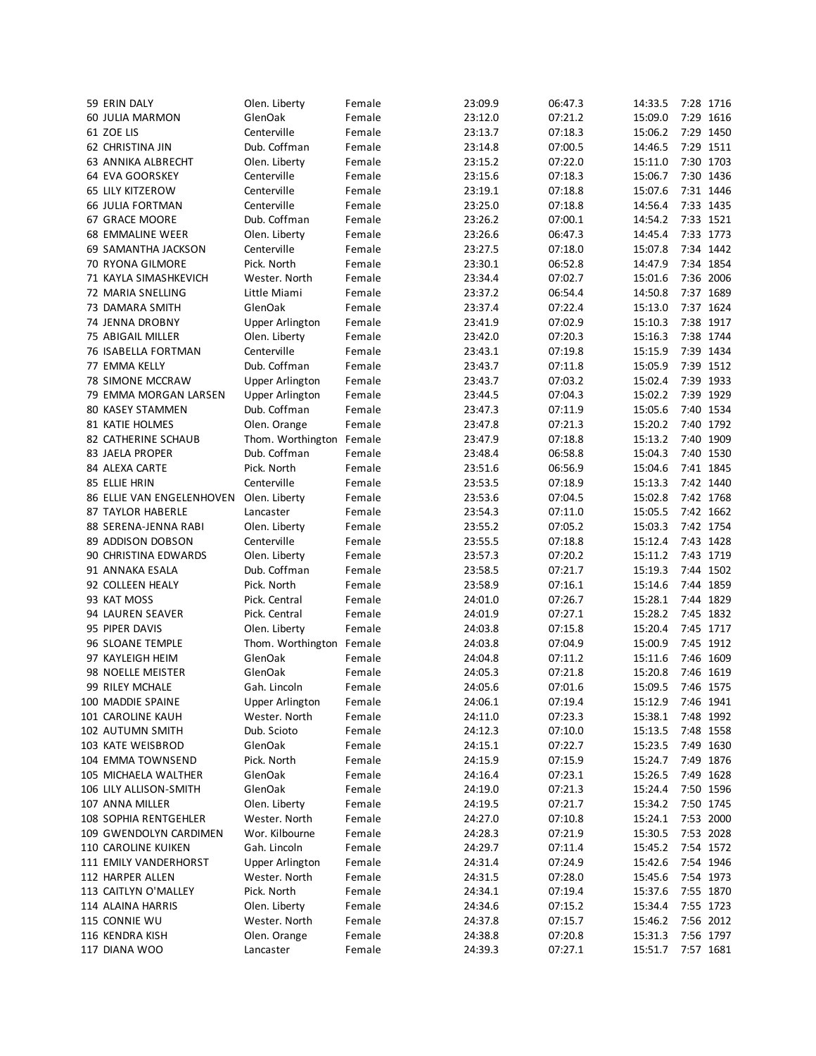| | | | | | | | | |
|---|---|---|---|---|---|---|---|---|
| 59 | ERIN DALY | Olen. Liberty | Female | 23:09.9 | 06:47.3 | 14:33.5 | 7:28 | 1716 |
| 60 | JULIA MARMON | GlenOak | Female | 23:12.0 | 07:21.2 | 15:09.0 | 7:29 | 1616 |
| 61 | ZOE LIS | Centerville | Female | 23:13.7 | 07:18.3 | 15:06.2 | 7:29 | 1450 |
| 62 | CHRISTINA JIN | Dub. Coffman | Female | 23:14.8 | 07:00.5 | 14:46.5 | 7:29 | 1511 |
| 63 | ANNIKA ALBRECHT | Olen. Liberty | Female | 23:15.2 | 07:22.0 | 15:11.0 | 7:30 | 1703 |
| 64 | EVA GOORSKEY | Centerville | Female | 23:15.6 | 07:18.3 | 15:06.7 | 7:30 | 1436 |
| 65 | LILY KITZEROW | Centerville | Female | 23:19.1 | 07:18.8 | 15:07.6 | 7:31 | 1446 |
| 66 | JULIA FORTMAN | Centerville | Female | 23:25.0 | 07:18.8 | 14:56.4 | 7:33 | 1435 |
| 67 | GRACE MOORE | Dub. Coffman | Female | 23:26.2 | 07:00.1 | 14:54.2 | 7:33 | 1521 |
| 68 | EMMALINE WEER | Olen. Liberty | Female | 23:26.6 | 06:47.3 | 14:45.4 | 7:33 | 1773 |
| 69 | SAMANTHA JACKSON | Centerville | Female | 23:27.5 | 07:18.0 | 15:07.8 | 7:34 | 1442 |
| 70 | RYONA GILMORE | Pick. North | Female | 23:30.1 | 06:52.8 | 14:47.9 | 7:34 | 1854 |
| 71 | KAYLA SIMASHKEVICH | Wester. North | Female | 23:34.4 | 07:02.7 | 15:01.6 | 7:36 | 2006 |
| 72 | MARIA SNELLING | Little Miami | Female | 23:37.2 | 06:54.4 | 14:50.8 | 7:37 | 1689 |
| 73 | DAMARA SMITH | GlenOak | Female | 23:37.4 | 07:22.4 | 15:13.0 | 7:37 | 1624 |
| 74 | JENNA DROBNY | Upper Arlington | Female | 23:41.9 | 07:02.9 | 15:10.3 | 7:38 | 1917 |
| 75 | ABIGAIL MILLER | Olen. Liberty | Female | 23:42.0 | 07:20.3 | 15:16.3 | 7:38 | 1744 |
| 76 | ISABELLA FORTMAN | Centerville | Female | 23:43.1 | 07:19.8 | 15:15.9 | 7:39 | 1434 |
| 77 | EMMA KELLY | Dub. Coffman | Female | 23:43.7 | 07:11.8 | 15:05.9 | 7:39 | 1512 |
| 78 | SIMONE MCCRAW | Upper Arlington | Female | 23:43.7 | 07:03.2 | 15:02.4 | 7:39 | 1933 |
| 79 | EMMA MORGAN LARSEN | Upper Arlington | Female | 23:44.5 | 07:04.3 | 15:02.2 | 7:39 | 1929 |
| 80 | KASEY STAMMEN | Dub. Coffman | Female | 23:47.3 | 07:11.9 | 15:05.6 | 7:40 | 1534 |
| 81 | KATIE HOLMES | Olen. Orange | Female | 23:47.8 | 07:21.3 | 15:20.2 | 7:40 | 1792 |
| 82 | CATHERINE SCHAUB | Thom. Worthington | Female | 23:47.9 | 07:18.8 | 15:13.2 | 7:40 | 1909 |
| 83 | JAELA PROPER | Dub. Coffman | Female | 23:48.4 | 06:58.8 | 15:04.3 | 7:40 | 1530 |
| 84 | ALEXA CARTE | Pick. North | Female | 23:51.6 | 06:56.9 | 15:04.6 | 7:41 | 1845 |
| 85 | ELLIE HRIN | Centerville | Female | 23:53.5 | 07:18.9 | 15:13.3 | 7:42 | 1440 |
| 86 | ELLIE VAN ENGELENHOVEN | Olen. Liberty | Female | 23:53.6 | 07:04.5 | 15:02.8 | 7:42 | 1768 |
| 87 | TAYLOR HABERLE | Lancaster | Female | 23:54.3 | 07:11.0 | 15:05.5 | 7:42 | 1662 |
| 88 | SERENA-JENNA RABI | Olen. Liberty | Female | 23:55.2 | 07:05.2 | 15:03.3 | 7:42 | 1754 |
| 89 | ADDISON DOBSON | Centerville | Female | 23:55.5 | 07:18.8 | 15:12.4 | 7:43 | 1428 |
| 90 | CHRISTINA EDWARDS | Olen. Liberty | Female | 23:57.3 | 07:20.2 | 15:11.2 | 7:43 | 1719 |
| 91 | ANNAKA ESALA | Dub. Coffman | Female | 23:58.5 | 07:21.7 | 15:19.3 | 7:44 | 1502 |
| 92 | COLLEEN HEALY | Pick. North | Female | 23:58.9 | 07:16.1 | 15:14.6 | 7:44 | 1859 |
| 93 | KAT MOSS | Pick. Central | Female | 24:01.0 | 07:26.7 | 15:28.1 | 7:44 | 1829 |
| 94 | LAUREN SEAVER | Pick. Central | Female | 24:01.9 | 07:27.1 | 15:28.2 | 7:45 | 1832 |
| 95 | PIPER DAVIS | Olen. Liberty | Female | 24:03.8 | 07:15.8 | 15:20.4 | 7:45 | 1717 |
| 96 | SLOANE TEMPLE | Thom. Worthington | Female | 24:03.8 | 07:04.9 | 15:00.9 | 7:45 | 1912 |
| 97 | KAYLEIGH HEIM | GlenOak | Female | 24:04.8 | 07:11.2 | 15:11.6 | 7:46 | 1609 |
| 98 | NOELLE MEISTER | GlenOak | Female | 24:05.3 | 07:21.8 | 15:20.8 | 7:46 | 1619 |
| 99 | RILEY MCHALE | Gah. Lincoln | Female | 24:05.6 | 07:01.6 | 15:09.5 | 7:46 | 1575 |
| 100 | MADDIE SPAINE | Upper Arlington | Female | 24:06.1 | 07:19.4 | 15:12.9 | 7:46 | 1941 |
| 101 | CAROLINE KAUH | Wester. North | Female | 24:11.0 | 07:23.3 | 15:38.1 | 7:48 | 1992 |
| 102 | AUTUMN SMITH | Dub. Scioto | Female | 24:12.3 | 07:10.0 | 15:13.5 | 7:48 | 1558 |
| 103 | KATE WEISBROD | GlenOak | Female | 24:15.1 | 07:22.7 | 15:23.5 | 7:49 | 1630 |
| 104 | EMMA TOWNSEND | Pick. North | Female | 24:15.9 | 07:15.9 | 15:24.7 | 7:49 | 1876 |
| 105 | MICHAELA WALTHER | GlenOak | Female | 24:16.4 | 07:23.1 | 15:26.5 | 7:49 | 1628 |
| 106 | LILY ALLISON-SMITH | GlenOak | Female | 24:19.0 | 07:21.3 | 15:24.4 | 7:50 | 1596 |
| 107 | ANNA MILLER | Olen. Liberty | Female | 24:19.5 | 07:21.7 | 15:34.2 | 7:50 | 1745 |
| 108 | SOPHIA RENTGEHLER | Wester. North | Female | 24:27.0 | 07:10.8 | 15:24.1 | 7:53 | 2000 |
| 109 | GWENDOLYN CARDIMEN | Wor. Kilbourne | Female | 24:28.3 | 07:21.9 | 15:30.5 | 7:53 | 2028 |
| 110 | CAROLINE KUIKEN | Gah. Lincoln | Female | 24:29.7 | 07:11.4 | 15:45.2 | 7:54 | 1572 |
| 111 | EMILY VANDERHORST | Upper Arlington | Female | 24:31.4 | 07:24.9 | 15:42.6 | 7:54 | 1946 |
| 112 | HARPER ALLEN | Wester. North | Female | 24:31.5 | 07:28.0 | 15:45.6 | 7:54 | 1973 |
| 113 | CAITLYN O'MALLEY | Pick. North | Female | 24:34.1 | 07:19.4 | 15:37.6 | 7:55 | 1870 |
| 114 | ALAINA HARRIS | Olen. Liberty | Female | 24:34.6 | 07:15.2 | 15:34.4 | 7:55 | 1723 |
| 115 | CONNIE WU | Wester. North | Female | 24:37.8 | 07:15.7 | 15:46.2 | 7:56 | 2012 |
| 116 | KENDRA KISH | Olen. Orange | Female | 24:38.8 | 07:20.8 | 15:31.3 | 7:56 | 1797 |
| 117 | DIANA WOO | Lancaster | Female | 24:39.3 | 07:27.1 | 15:51.7 | 7:57 | 1681 |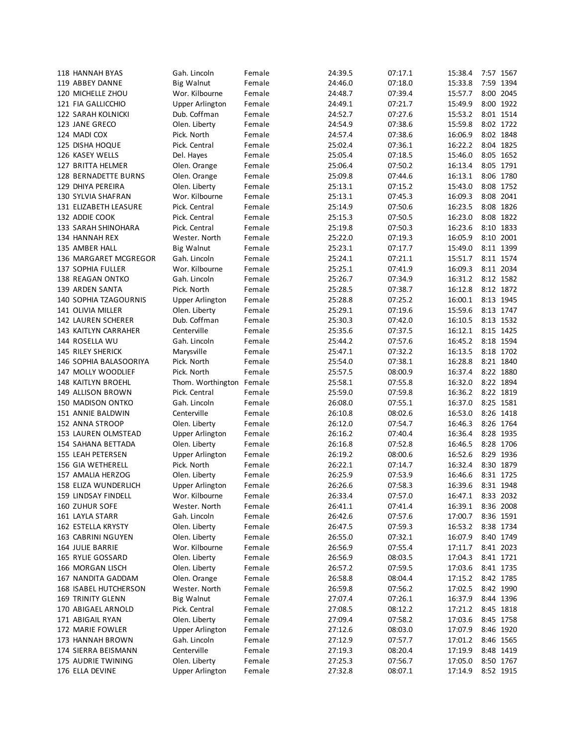| | | | | | | | | |
|---|---|---|---|---|---|---|---|---|
| 118 | HANNAH BYAS | Gah. Lincoln | Female | 24:39.5 | 07:17.1 | 15:38.4 | 7:57 | 1567 |
| 119 | ABBEY DANNE | Big Walnut | Female | 24:46.0 | 07:18.0 | 15:33.8 | 7:59 | 1394 |
| 120 | MICHELLE ZHOU | Wor. Kilbourne | Female | 24:48.7 | 07:39.4 | 15:57.7 | 8:00 | 2045 |
| 121 | FIA GALLICCHIO | Upper Arlington | Female | 24:49.1 | 07:21.7 | 15:49.9 | 8:00 | 1922 |
| 122 | SARAH KOLNICKI | Dub. Coffman | Female | 24:52.7 | 07:27.6 | 15:53.2 | 8:01 | 1514 |
| 123 | JANE GRECO | Olen. Liberty | Female | 24:54.9 | 07:38.6 | 15:59.8 | 8:02 | 1722 |
| 124 | MADI COX | Pick. North | Female | 24:57.4 | 07:38.6 | 16:06.9 | 8:02 | 1848 |
| 125 | DISHA HOQUE | Pick. Central | Female | 25:02.4 | 07:36.1 | 16:22.2 | 8:04 | 1825 |
| 126 | KASEY WELLS | Del. Hayes | Female | 25:05.4 | 07:18.5 | 15:46.0 | 8:05 | 1652 |
| 127 | BRITTA HELMER | Olen. Orange | Female | 25:06.4 | 07:50.2 | 16:13.4 | 8:05 | 1791 |
| 128 | BERNADETTE BURNS | Olen. Orange | Female | 25:09.8 | 07:44.6 | 16:13.1 | 8:06 | 1780 |
| 129 | DHIYA PEREIRA | Olen. Liberty | Female | 25:13.1 | 07:15.2 | 15:43.0 | 8:08 | 1752 |
| 130 | SYLVIA SHAFRAN | Wor. Kilbourne | Female | 25:13.1 | 07:45.3 | 16:09.3 | 8:08 | 2041 |
| 131 | ELIZABETH LEASURE | Pick. Central | Female | 25:14.9 | 07:50.6 | 16:23.5 | 8:08 | 1826 |
| 132 | ADDIE COOK | Pick. Central | Female | 25:15.3 | 07:50.5 | 16:23.0 | 8:08 | 1822 |
| 133 | SARAH SHINOHARA | Pick. Central | Female | 25:19.8 | 07:50.3 | 16:23.6 | 8:10 | 1833 |
| 134 | HANNAH REX | Wester. North | Female | 25:22.0 | 07:19.3 | 16:05.9 | 8:10 | 2001 |
| 135 | AMBER HALL | Big Walnut | Female | 25:23.1 | 07:17.7 | 15:49.0 | 8:11 | 1399 |
| 136 | MARGARET MCGREGOR | Gah. Lincoln | Female | 25:24.1 | 07:21.1 | 15:51.7 | 8:11 | 1574 |
| 137 | SOPHIA FULLER | Wor. Kilbourne | Female | 25:25.1 | 07:41.9 | 16:09.3 | 8:11 | 2034 |
| 138 | REAGAN ONTKO | Gah. Lincoln | Female | 25:26.7 | 07:34.9 | 16:31.2 | 8:12 | 1582 |
| 139 | ARDEN SANTA | Pick. North | Female | 25:28.5 | 07:38.7 | 16:12.8 | 8:12 | 1872 |
| 140 | SOPHIA TZAGOURNIS | Upper Arlington | Female | 25:28.8 | 07:25.2 | 16:00.1 | 8:13 | 1945 |
| 141 | OLIVIA MILLER | Olen. Liberty | Female | 25:29.1 | 07:19.6 | 15:59.6 | 8:13 | 1747 |
| 142 | LAUREN SCHERER | Dub. Coffman | Female | 25:30.3 | 07:42.0 | 16:10.5 | 8:13 | 1532 |
| 143 | KAITLYN CARRAHER | Centerville | Female | 25:35.6 | 07:37.5 | 16:12.1 | 8:15 | 1425 |
| 144 | ROSELLA WU | Gah. Lincoln | Female | 25:44.2 | 07:57.6 | 16:45.2 | 8:18 | 1594 |
| 145 | RILEY SHERICK | Marysville | Female | 25:47.1 | 07:32.2 | 16:13.5 | 8:18 | 1702 |
| 146 | SOPHIA BALASOORIYA | Pick. North | Female | 25:54.0 | 07:38.1 | 16:28.8 | 8:21 | 1840 |
| 147 | MOLLY WOODLIEF | Pick. North | Female | 25:57.5 | 08:00.9 | 16:37.4 | 8:22 | 1880 |
| 148 | KAITLYN BROEHL | Thom. Worthington | Female | 25:58.1 | 07:55.8 | 16:32.0 | 8:22 | 1894 |
| 149 | ALLISON BROWN | Pick. Central | Female | 25:59.0 | 07:59.8 | 16:36.2 | 8:22 | 1819 |
| 150 | MADISON ONTKO | Gah. Lincoln | Female | 26:08.0 | 07:55.1 | 16:37.0 | 8:25 | 1581 |
| 151 | ANNIE BALDWIN | Centerville | Female | 26:10.8 | 08:02.6 | 16:53.0 | 8:26 | 1418 |
| 152 | ANNA STROOP | Olen. Liberty | Female | 26:12.0 | 07:54.7 | 16:46.3 | 8:26 | 1764 |
| 153 | LAUREN OLMSTEAD | Upper Arlington | Female | 26:16.2 | 07:40.4 | 16:36.4 | 8:28 | 1935 |
| 154 | SAHANA BETTADA | Olen. Liberty | Female | 26:16.8 | 07:52.8 | 16:46.5 | 8:28 | 1706 |
| 155 | LEAH PETERSEN | Upper Arlington | Female | 26:19.2 | 08:00.6 | 16:52.6 | 8:29 | 1936 |
| 156 | GIA WETHERELL | Pick. North | Female | 26:22.1 | 07:14.7 | 16:32.4 | 8:30 | 1879 |
| 157 | AMALIA HERZOG | Olen. Liberty | Female | 26:25.9 | 07:53.9 | 16:46.6 | 8:31 | 1725 |
| 158 | ELIZA WUNDERLICH | Upper Arlington | Female | 26:26.6 | 07:58.3 | 16:39.6 | 8:31 | 1948 |
| 159 | LINDSAY FINDELL | Wor. Kilbourne | Female | 26:33.4 | 07:57.0 | 16:47.1 | 8:33 | 2032 |
| 160 | ZUHUR SOFE | Wester. North | Female | 26:41.1 | 07:41.4 | 16:39.1 | 8:36 | 2008 |
| 161 | LAYLA STARR | Gah. Lincoln | Female | 26:42.6 | 07:57.6 | 17:00.7 | 8:36 | 1591 |
| 162 | ESTELLA KRYSTY | Olen. Liberty | Female | 26:47.5 | 07:59.3 | 16:53.2 | 8:38 | 1734 |
| 163 | CABRINI NGUYEN | Olen. Liberty | Female | 26:55.0 | 07:32.1 | 16:07.9 | 8:40 | 1749 |
| 164 | JULIE BARRIE | Wor. Kilbourne | Female | 26:56.9 | 07:55.4 | 17:11.7 | 8:41 | 2023 |
| 165 | RYLIE GOSSARD | Olen. Liberty | Female | 26:56.9 | 08:03.5 | 17:04.3 | 8:41 | 1721 |
| 166 | MORGAN LISCH | Olen. Liberty | Female | 26:57.2 | 07:59.5 | 17:03.6 | 8:41 | 1735 |
| 167 | NANDITA GADDAM | Olen. Orange | Female | 26:58.8 | 08:04.4 | 17:15.2 | 8:42 | 1785 |
| 168 | ISABEL HUTCHERSON | Wester. North | Female | 26:59.8 | 07:56.2 | 17:02.5 | 8:42 | 1990 |
| 169 | TRINITY GLENN | Big Walnut | Female | 27:07.4 | 07:26.1 | 16:37.9 | 8:44 | 1396 |
| 170 | ABIGAEL ARNOLD | Pick. Central | Female | 27:08.5 | 08:12.2 | 17:21.2 | 8:45 | 1818 |
| 171 | ABIGAIL RYAN | Olen. Liberty | Female | 27:09.4 | 07:58.2 | 17:03.6 | 8:45 | 1758 |
| 172 | MARIE FOWLER | Upper Arlington | Female | 27:12.6 | 08:03.0 | 17:07.9 | 8:46 | 1920 |
| 173 | HANNAH BROWN | Gah. Lincoln | Female | 27:12.9 | 07:57.7 | 17:01.2 | 8:46 | 1565 |
| 174 | SIERRA BEISMANN | Centerville | Female | 27:19.3 | 08:20.4 | 17:19.9 | 8:48 | 1419 |
| 175 | AUDRIE TWINING | Olen. Liberty | Female | 27:25.3 | 07:56.7 | 17:05.0 | 8:50 | 1767 |
| 176 | ELLA DEVINE | Upper Arlington | Female | 27:32.8 | 08:07.1 | 17:14.9 | 8:52 | 1915 |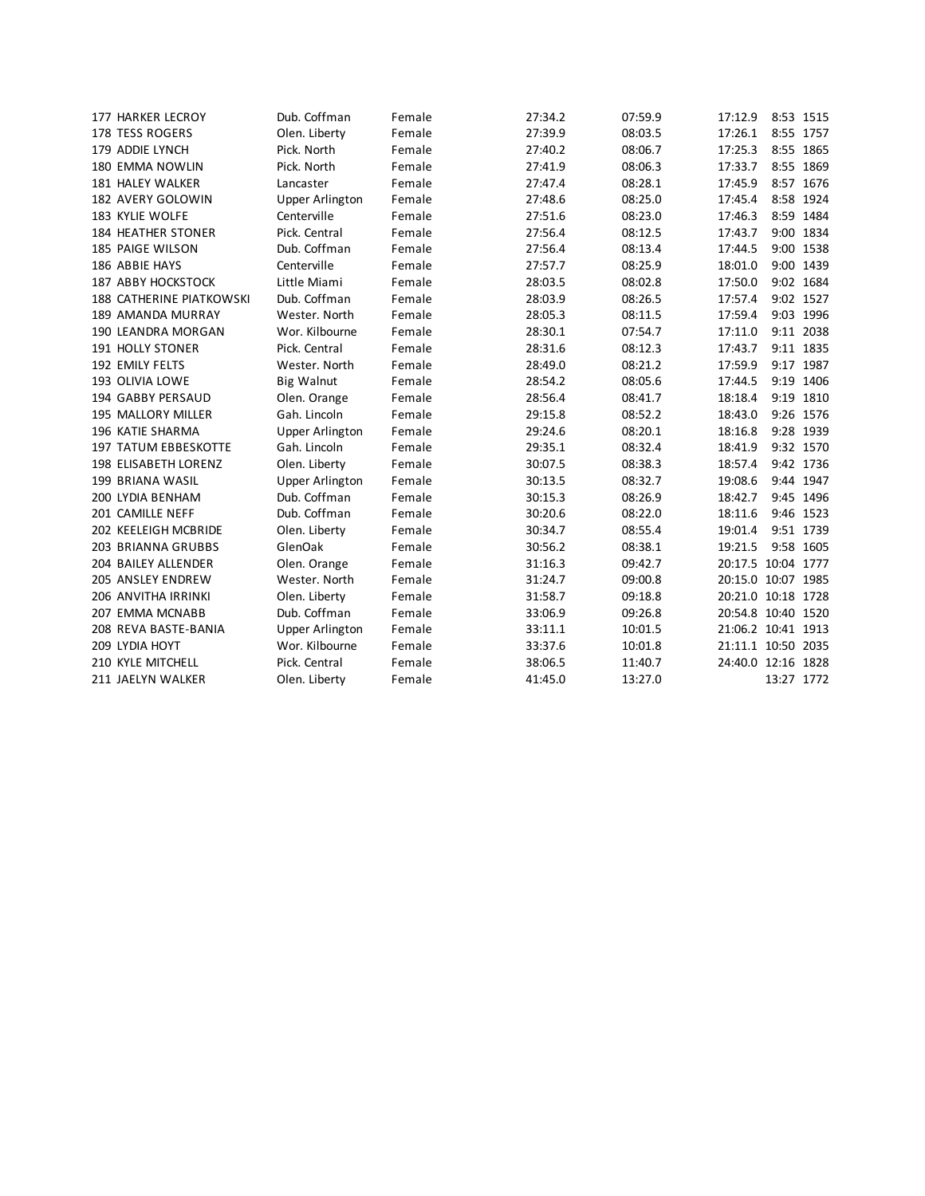| | | | | | | | | |
|---|---|---|---|---|---|---|---|---|
| 177 | HARKER LECROY | Dub. Coffman | Female | 27:34.2 | 07:59.9 | 17:12.9 | 8:53 | 1515 |
| 178 | TESS ROGERS | Olen. Liberty | Female | 27:39.9 | 08:03.5 | 17:26.1 | 8:55 | 1757 |
| 179 | ADDIE LYNCH | Pick. North | Female | 27:40.2 | 08:06.7 | 17:25.3 | 8:55 | 1865 |
| 180 | EMMA NOWLIN | Pick. North | Female | 27:41.9 | 08:06.3 | 17:33.7 | 8:55 | 1869 |
| 181 | HALEY WALKER | Lancaster | Female | 27:47.4 | 08:28.1 | 17:45.9 | 8:57 | 1676 |
| 182 | AVERY GOLOWIN | Upper Arlington | Female | 27:48.6 | 08:25.0 | 17:45.4 | 8:58 | 1924 |
| 183 | KYLIE WOLFE | Centerville | Female | 27:51.6 | 08:23.0 | 17:46.3 | 8:59 | 1484 |
| 184 | HEATHER STONER | Pick. Central | Female | 27:56.4 | 08:12.5 | 17:43.7 | 9:00 | 1834 |
| 185 | PAIGE WILSON | Dub. Coffman | Female | 27:56.4 | 08:13.4 | 17:44.5 | 9:00 | 1538 |
| 186 | ABBIE HAYS | Centerville | Female | 27:57.7 | 08:25.9 | 18:01.0 | 9:00 | 1439 |
| 187 | ABBY HOCKSTOCK | Little Miami | Female | 28:03.5 | 08:02.8 | 17:50.0 | 9:02 | 1684 |
| 188 | CATHERINE PIATKOWSKI | Dub. Coffman | Female | 28:03.9 | 08:26.5 | 17:57.4 | 9:02 | 1527 |
| 189 | AMANDA MURRAY | Wester. North | Female | 28:05.3 | 08:11.5 | 17:59.4 | 9:03 | 1996 |
| 190 | LEANDRA MORGAN | Wor. Kilbourne | Female | 28:30.1 | 07:54.7 | 17:11.0 | 9:11 | 2038 |
| 191 | HOLLY STONER | Pick. Central | Female | 28:31.6 | 08:12.3 | 17:43.7 | 9:11 | 1835 |
| 192 | EMILY FELTS | Wester. North | Female | 28:49.0 | 08:21.2 | 17:59.9 | 9:17 | 1987 |
| 193 | OLIVIA LOWE | Big Walnut | Female | 28:54.2 | 08:05.6 | 17:44.5 | 9:19 | 1406 |
| 194 | GABBY PERSAUD | Olen. Orange | Female | 28:56.4 | 08:41.7 | 18:18.4 | 9:19 | 1810 |
| 195 | MALLORY MILLER | Gah. Lincoln | Female | 29:15.8 | 08:52.2 | 18:43.0 | 9:26 | 1576 |
| 196 | KATIE SHARMA | Upper Arlington | Female | 29:24.6 | 08:20.1 | 18:16.8 | 9:28 | 1939 |
| 197 | TATUM EBBESKOTTE | Gah. Lincoln | Female | 29:35.1 | 08:32.4 | 18:41.9 | 9:32 | 1570 |
| 198 | ELISABETH LORENZ | Olen. Liberty | Female | 30:07.5 | 08:38.3 | 18:57.4 | 9:42 | 1736 |
| 199 | BRIANA WASIL | Upper Arlington | Female | 30:13.5 | 08:32.7 | 19:08.6 | 9:44 | 1947 |
| 200 | LYDIA BENHAM | Dub. Coffman | Female | 30:15.3 | 08:26.9 | 18:42.7 | 9:45 | 1496 |
| 201 | CAMILLE NEFF | Dub. Coffman | Female | 30:20.6 | 08:22.0 | 18:11.6 | 9:46 | 1523 |
| 202 | KEELEIGH MCBRIDE | Olen. Liberty | Female | 30:34.7 | 08:55.4 | 19:01.4 | 9:51 | 1739 |
| 203 | BRIANNA GRUBBS | GlenOak | Female | 30:56.2 | 08:38.1 | 19:21.5 | 9:58 | 1605 |
| 204 | BAILEY ALLENDER | Olen. Orange | Female | 31:16.3 | 09:42.7 | 20:17.5 | 10:04 | 1777 |
| 205 | ANSLEY ENDREW | Wester. North | Female | 31:24.7 | 09:00.8 | 20:15.0 | 10:07 | 1985 |
| 206 | ANVITHA IRRINKI | Olen. Liberty | Female | 31:58.7 | 09:18.8 | 20:21.0 | 10:18 | 1728 |
| 207 | EMMA MCNABB | Dub. Coffman | Female | 33:06.9 | 09:26.8 | 20:54.8 | 10:40 | 1520 |
| 208 | REVA BASTE-BANIA | Upper Arlington | Female | 33:11.1 | 10:01.5 | 21:06.2 | 10:41 | 1913 |
| 209 | LYDIA HOYT | Wor. Kilbourne | Female | 33:37.6 | 10:01.8 | 21:11.1 | 10:50 | 2035 |
| 210 | KYLE MITCHELL | Pick. Central | Female | 38:06.5 | 11:40.7 | 24:40.0 | 12:16 | 1828 |
| 211 | JAELYN WALKER | Olen. Liberty | Female | 41:45.0 | 13:27.0 | | 13:27 | 1772 |